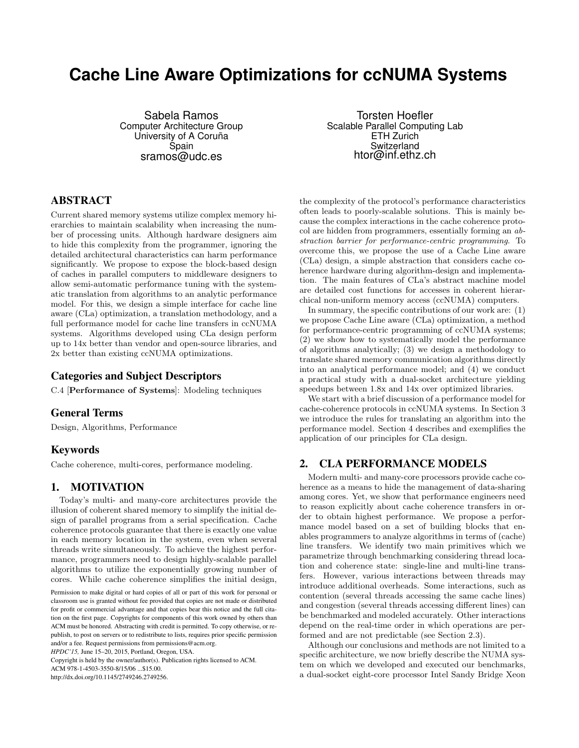# Cache Line Aware Optimizations for ccNUMA Systems

Sabela Ramos
Computer Architecture Group
University of A Coruña
Spain
sramos@udc.es

Torsten Hoefler
Scalable Parallel Computing Lab
ETH Zurich
Switzerland
htor@inf.ethz.ch

## ABSTRACT

Current shared memory systems utilize complex memory hierarchies to maintain scalability when increasing the number of processing units. Although hardware designers aim to hide this complexity from the programmer, ignoring the detailed architectural characteristics can harm performance significantly. We propose to expose the block-based design of caches in parallel computers to middleware designers to allow semi-automatic performance tuning with the systematic translation from algorithms to an analytic performance model. For this, we design a simple interface for cache line aware (CLa) optimization, a translation methodology, and a full performance model for cache line transfers in ccNUMA systems. Algorithms developed using CLa design perform up to 14x better than vendor and open-source libraries, and 2x better than existing ccNUMA optimizations.

### Categories and Subject Descriptors

C.4 [**Performance of Systems**]: Modeling techniques

### General Terms

Design, Algorithms, Performance

### Keywords

Cache coherence, multi-cores, performance modeling.

## 1. MOTIVATION

Today's multi- and many-core architectures provide the illusion of coherent shared memory to simplify the initial design of parallel programs from a serial specification. Cache coherence protocols guarantee that there is exactly one value in each memory location in the system, even when several threads write simultaneously. To achieve the highest performance, programmers need to design highly-scalable parallel algorithms to utilize the exponentially growing number of cores. While cache coherence simplifies the initial design, the complexity of the protocol's performance characteristics often leads to poorly-scalable solutions. This is mainly because the complex interactions in the cache coherence protocol are hidden from programmers, essentially forming an *abstraction barrier for performance-centric programming*. To overcome this, we propose the use of a Cache Line aware (CLa) design, a simple abstraction that considers cache coherence hardware during algorithm-design and implementation. The main features of CLa's abstract machine model are detailed cost functions for accesses in coherent hierarchical non-uniform memory access (ccNUMA) computers.

In summary, the specific contributions of our work are: (1) we propose Cache Line aware (CLa) optimization, a method for performance-centric programming of ccNUMA systems; (2) we show how to systematically model the performance of algorithms analytically; (3) we design a methodology to translate shared memory communication algorithms directly into an analytical performance model; and (4) we conduct a practical study with a dual-socket architecture yielding speedups between 1.8x and 14x over optimized libraries.

We start with a brief discussion of a performance model for cache-coherence protocols in ccNUMA systems. In Section 3 we introduce the rules for translating an algorithm into the performance model. Section 4 describes and exemplifies the application of our principles for CLa design.

## 2. CLA PERFORMANCE MODELS

Modern multi- and many-core processors provide cache coherence as a means to hide the management of data-sharing among cores. Yet, we show that performance engineers need to reason explicitly about cache coherence transfers in order to obtain highest performance. We propose a performance model based on a set of building blocks that enables programmers to analyze algorithms in terms of (cache) line transfers. We identify two main primitives which we parametrize through benchmarking considering thread location and coherence state: single-line and multi-line transfers. However, various interactions between threads may introduce additional overheads. Some interactions, such as contention (several threads accessing the same cache lines) and congestion (several threads accessing different lines) can be benchmarked and modeled accurately. Other interactions depend on the real-time order in which operations are performed and are not predictable (see Section 2.3).

Although our conclusions and methods are not limited to a specific architecture, we now briefly describe the NUMA system on which we developed and executed our benchmarks, a dual-socket eight-core processor Intel Sandy Bridge Xeon

Permission to make digital or hard copies of all or part of this work for personal or classroom use is granted without fee provided that copies are not made or distributed for profit or commercial advantage and that copies bear this notice and the full citation on the first page. Copyrights for components of this work owned by others than ACM must be honored. Abstracting with credit is permitted. To copy otherwise, or republish, to post on servers or to redistribute to lists, requires prior specific permission and/or a fee. Request permissions from permissions@acm.org.
*HPDC'15,* June 15–20, 2015, Portland, Oregon, USA.
Copyright is held by the owner/author(s). Publication rights licensed to ACM.
ACM 978-1-4503-3550-8/15/06 ...$15.00.
http://dx.doi.org/10.1145/2749246.2749256.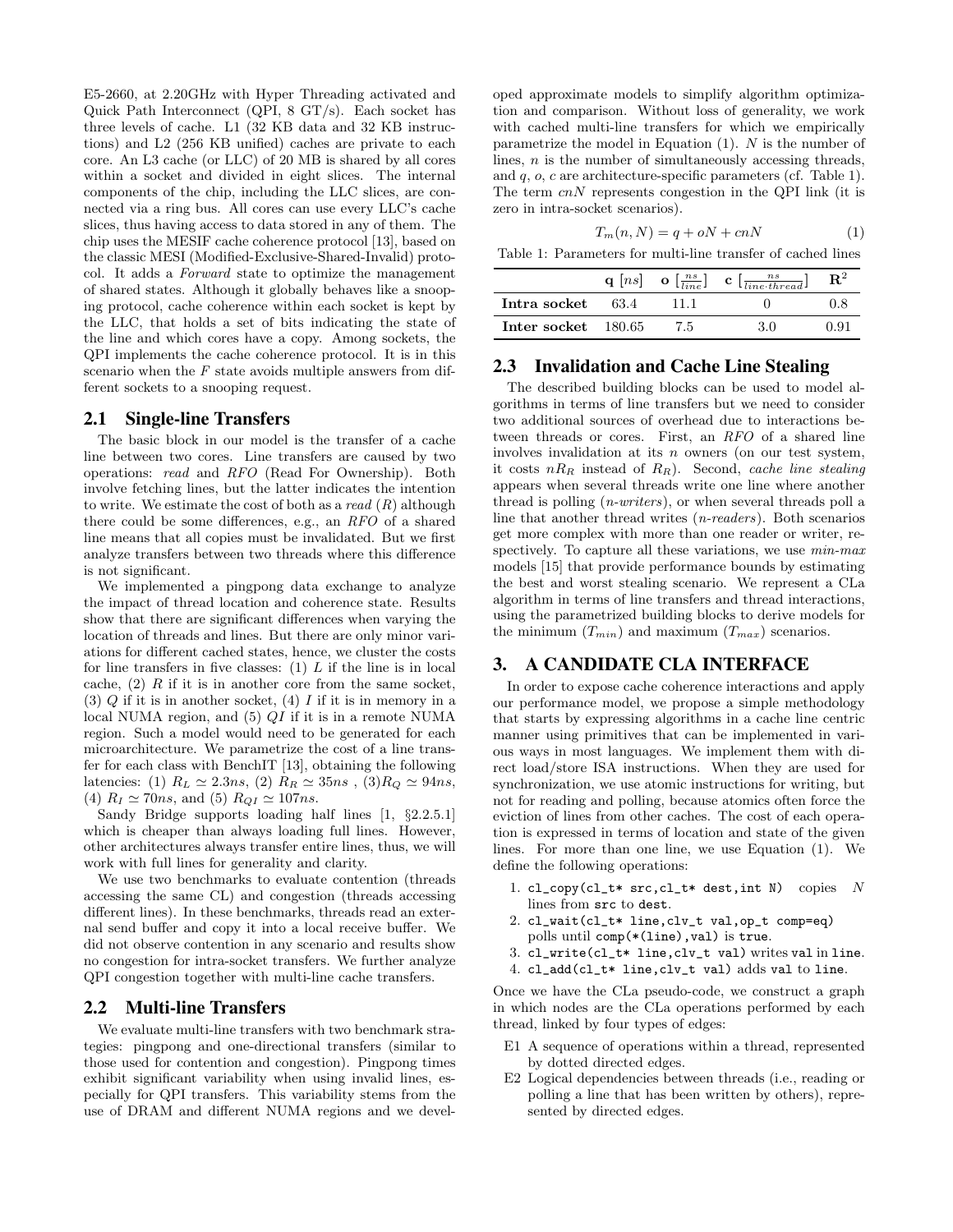E5-2660, at 2.20GHz with Hyper Threading activated and Quick Path Interconnect (QPI, 8 GT/s). Each socket has three levels of cache. L1 (32 KB data and 32 KB instructions) and L2 (256 KB unified) caches are private to each core. An L3 cache (or LLC) of 20 MB is shared by all cores within a socket and divided in eight slices. The internal components of the chip, including the LLC slices, are connected via a ring bus. All cores can use every LLC's cache slices, thus having access to data stored in any of them. The chip uses the MESIF cache coherence protocol [13], based on the classic MESI (Modified-Exclusive-Shared-Invalid) protocol. It adds a *Forward* state to optimize the management of shared states. Although it globally behaves like a snooping protocol, cache coherence within each socket is kept by the LLC, that holds a set of bits indicating the state of the line and which cores have a copy. Among sockets, the QPI implements the cache coherence protocol. It is in this scenario when the $F$ state avoids multiple answers from different sockets to a snooping request.

## 2.1 Single-line Transfers

The basic block in our model is the transfer of a cache line between two cores. Line transfers are caused by two operations: *read* and *RFO* (Read For Ownership). Both involve fetching lines, but the latter indicates the intention to write. We estimate the cost of both as a *read* ($R$) although there could be some differences, e.g., an *RFO* of a shared line means that all copies must be invalidated. But we first analyze transfers between two threads where this difference is not significant.

We implemented a pingpong data exchange to analyze the impact of thread location and coherence state. Results show that there are significant differences when varying the location of threads and lines. But there are only minor variations for different cached states, hence, we cluster the costs for line transfers in five classes: (1) $L$ if the line is in local cache, (2) $R$ if it is in another core from the same socket, (3) $Q$ if it is in another socket, (4) $I$ if it is in memory in a local NUMA region, and (5) $QI$ if it is in a remote NUMA region. Such a model would need to be generated for each microarchitecture. We parametrize the cost of a line transfer for each class with BenchIT [13], obtaining the following latencies: (1) $R_L \simeq 2.3ns$, (2) $R_R \simeq 35ns$ , (3)$R_Q \simeq 94ns$, (4) $R_I \simeq 70ns$, and (5) $R_{QI} \simeq 107ns$.

Sandy Bridge supports loading half lines [1, §2.2.5.1] which is cheaper than always loading full lines. However, other architectures always transfer entire lines, thus, we will work with full lines for generality and clarity.

We use two benchmarks to evaluate contention (threads accessing the same CL) and congestion (threads accessing different lines). In these benchmarks, threads read an external send buffer and copy it into a local receive buffer. We did not observe contention in any scenario and results show no congestion for intra-socket transfers. We further analyze QPI congestion together with multi-line cache transfers.

## 2.2 Multi-line Transfers

We evaluate multi-line transfers with two benchmark strategies: pingpong and one-directional transfers (similar to those used for contention and congestion). Pingpong times exhibit significant variability when using invalid lines, especially for QPI transfers. This variability stems from the use of DRAM and different NUMA regions and we developed approximate models to simplify algorithm optimization and comparison. Without loss of generality, we work with cached multi-line transfers for which we empirically parametrize the model in Equation (1). $N$ is the number of lines, $n$ is the number of simultaneously accessing threads, and $q$, $o$, $c$ are architecture-specific parameters (cf. Table 1). The term $cnN$ represents congestion in the QPI link (it is zero in intra-socket scenarios).

$$T_m(n, N) = q + oN + cnN \quad (1)$$

Table 1: Parameters for multi-line transfer of cached lines

| | $\mathbf{q}$ $[ns]$ | $\mathbf{o}$ $[\frac{ns}{line}]$ | $\mathbf{c}$ $[\frac{ns}{line \cdot thread}]$ | $\mathbf{R}^2$ |
|---|---|---|---|---|
| **Intra socket** | 63.4 | 11.1 | 0 | 0.8 |
| **Inter socket** | 180.65 | 7.5 | 3.0 | 0.91 |

## 2.3 Invalidation and Cache Line Stealing

The described building blocks can be used to model algorithms in terms of line transfers but we need to consider two additional sources of overhead due to interactions between threads or cores. First, an *RFO* of a shared line involves invalidation at its $n$ owners (on our test system, it costs $nR_R$ instead of $R_R$). Second, *cache line stealing* appears when several threads write one line where another thread is polling (*n-writers*), or when several threads poll a line that another thread writes (*n-readers*). Both scenarios get more complex with more than one reader or writer, respectively. To capture all these variations, we use *min-max* models [15] that provide performance bounds by estimating the best and worst stealing scenario. We represent a CLa algorithm in terms of line transfers and thread interactions, using the parametrized building blocks to derive models for the minimum ($T_{min}$) and maximum ($T_{max}$) scenarios.

# 3. A CANDIDATE CLA INTERFACE

In order to expose cache coherence interactions and apply our performance model, we propose a simple methodology that starts by expressing algorithms in a cache line centric manner using primitives that can be implemented in various ways in most languages. We implement them with direct load/store ISA instructions. When they are used for synchronization, we use atomic instructions for writing, but not for reading and polling, because atomics often force the eviction of lines from other caches. The cost of each operation is expressed in terms of location and state of the given lines. For more than one line, we use Equation (1). We define the following operations:

1. `cl_copy(cl_t* src,cl_t* dest,int N)` copies $N$ lines from `src` to `dest`.
2. `cl_wait(cl_t* line,clv_t val,op_t comp=eq)` polls until `comp(*(line),val)` is `true`.
3. `cl_write(cl_t* line,clv_t val)` writes `val` in `line`.
4. `cl_add(cl_t* line,clv_t val)` adds `val` to `line`.

Once we have the CLa pseudo-code, we construct a graph in which nodes are the CLa operations performed by each thread, linked by four types of edges:

- E1 A sequence of operations within a thread, represented by dotted directed edges.
- E2 Logical dependencies between threads (i.e., reading or polling a line that has been written by others), represented by directed edges.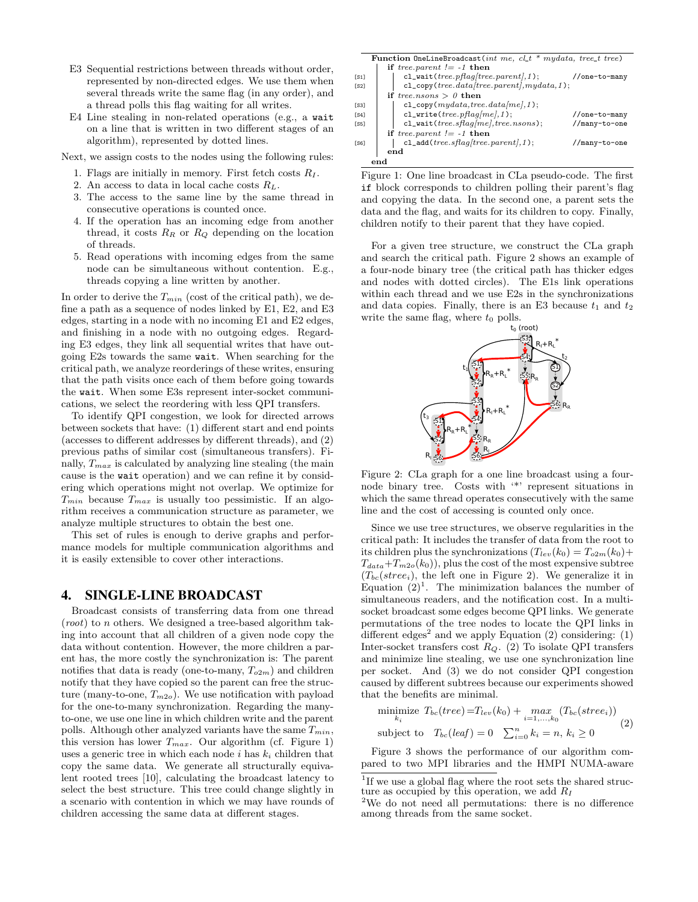E3 Sequential restrictions between threads without order, represented by non-directed edges. We use them when several threads write the same flag (in any order), and a thread polls this flag waiting for all writes.

E4 Line stealing in non-related operations (e.g., a `wait` on a line that is written in two different stages of an algorithm), represented by dotted lines.

Next, we assign costs to the nodes using the following rules:

1. Flags are initially in memory. First fetch costs $R_I$.
2. An access to data in local cache costs $R_L$.
3. The access to the same line by the same thread in consecutive operations is counted once.
4. If the operation has an incoming edge from another thread, it costs $R_R$ or $R_Q$ depending on the location of threads.
5. Read operations with incoming edges from the same node can be simultaneous without contention. E.g., threads copying a line written by another.

In order to derive the $T_{min}$ (cost of the critical path), we define a path as a sequence of nodes linked by E1, E2, and E3 edges, starting in a node with no incoming E1 and E2 edges, and finishing in a node with no outgoing edges. Regarding E3 edges, they link all sequential writes that have outgoing E2s towards the same `wait`. When searching for the critical path, we analyze reorderings of these writes, ensuring that the path visits once each of them before going towards the `wait`. When some E3s represent inter-socket communications, we select the reordering with less QPI transfers.

To identify QPI congestion, we look for directed arrows between sockets that have: (1) different start and end points (accesses to different addresses by different threads), and (2) previous paths of similar cost (simultaneous transfers). Finally, $T_{max}$ is calculated by analyzing line stealing (the main cause is the `wait` operation) and we can refine it by considering which operations might not overlap. We optimize for $T_{min}$ because $T_{max}$ is usually too pessimistic. If an algorithm receives a communication structure as parameter, we analyze multiple structures to obtain the best one.

This set of rules is enough to derive graphs and performance models for multiple communication algorithms and it is easily extensible to cover other interactions.

## 4. SINGLE-LINE BROADCAST

Broadcast consists of transferring data from one thread (*root*) to $n$ others. We designed a tree-based algorithm taking into account that all children of a given node copy the data without contention. However, the more children a parent has, the more costly the synchronization is: The parent notifies that data is ready (one-to-many, $T_{o2m}$) and children notify that they have copied so the parent can free the structure (many-to-one, $T_{m2o}$). We use notification with payload for the one-to-many synchronization. Regarding the many-to-one, we use one line in which children write and the parent polls. Although other analyzed variants have the same $T_{min}$, this version has lower $T_{max}$. Our algorithm (cf. Figure 1) uses a generic tree in which each node $i$ has $k_i$ children that copy the same data. We generate all structurally equivalent rooted trees [10], calculating the broadcast latency to select the best structure. This tree could change slightly in a scenario with contention in which we may have rounds of children accessing the same data at different stages.

```
Function OneLineBroadcast(int me, cl_t * mydata, tree_t tree)
    if tree.parent != -1 then
[S1]    cl_wait(tree.pflag[tree.parent],1);              //one-to-many
[S2]    cl_copy(tree.data[tree.parent],mydata,1);
    if tree.nsons > 0 then
[S3]    cl_copy(mydata,tree.data[me],1);
[S4]    cl_write(tree.pflag[me],1);                      //one-to-many
[S5]    cl_wait(tree.sflag[me],tree.nsons);              //many-to-one
    if tree.parent != -1 then
[S6]    cl_add(tree.sflag[tree.parent],1);               //many-to-one
    end
end
```

Figure 1: One line broadcast in CLa pseudo-code. The first `if` block corresponds to children polling their parent's flag and copying the data. In the second one, a parent sets the data and the flag, and waits for its children to copy. Finally, children notify to their parent that they have copied.

For a given tree structure, we construct the CLa graph and search the critical path. Figure 2 shows an example of a four-node binary tree (the critical path has thicker edges and nodes with dotted circles). The E1s link operations within each thread and we use E2s in the synchronizations and data copies. Finally, there is an E3 because $t_1$ and $t_2$ write the same flag, where $t_0$ polls.

Figure 2: CLa graph for a one line broadcast using a four-node binary tree. Costs with '\*' represent situations in which the same thread operates consecutively with the same line and the cost of accessing is counted only once.

Since we use tree structures, we observe regularities in the critical path: It includes the transfer of data from the root to its children plus the synchronizations ($T_{lev}(k_0) = T_{o2m}(k_0) + T_{data} + T_{m2o}(k_0)$), plus the cost of the most expensive subtree ($T_{bc}(stree_i)$, the left one in Figure 2). We generalize it in Equation (2)[1]. The minimization balances the number of simultaneous readers, and the notification cost. In a multi-socket broadcast some edges become QPI links. We generate permutations of the tree nodes to locate the QPI links in different edges[2] and we apply Equation (2) considering: (1) Inter-socket transfers cost $R_Q$. (2) To isolate QPI transfers and minimize line stealing, we use one synchronization line per socket. And (3) we do not consider QPI congestion caused by different subtrees because our experiments showed that the benefits are minimal.

$$\begin{aligned} \underset{k_i}{\text{minimize}} \quad & T_{bc}(tree) = T_{lev}(k_0) + \max_{i=1,\ldots,k_0}(T_{bc}(stree_i)) \\ \text{subject to} \quad & T_{bc}(leaf) = 0 \quad \sum_{i=0}^{n} k_i = n,\ k_i \geq 0 \end{aligned} \tag{2}$$

Figure 3 shows the performance of our algorithm compared to two MPI libraries and the HMPI NUMA-aware

[1] If we use a global flag where the root sets the shared structure as occupied by this operation, we add $R_I$

[2] We do not need all permutations: there is no difference among threads from the same socket.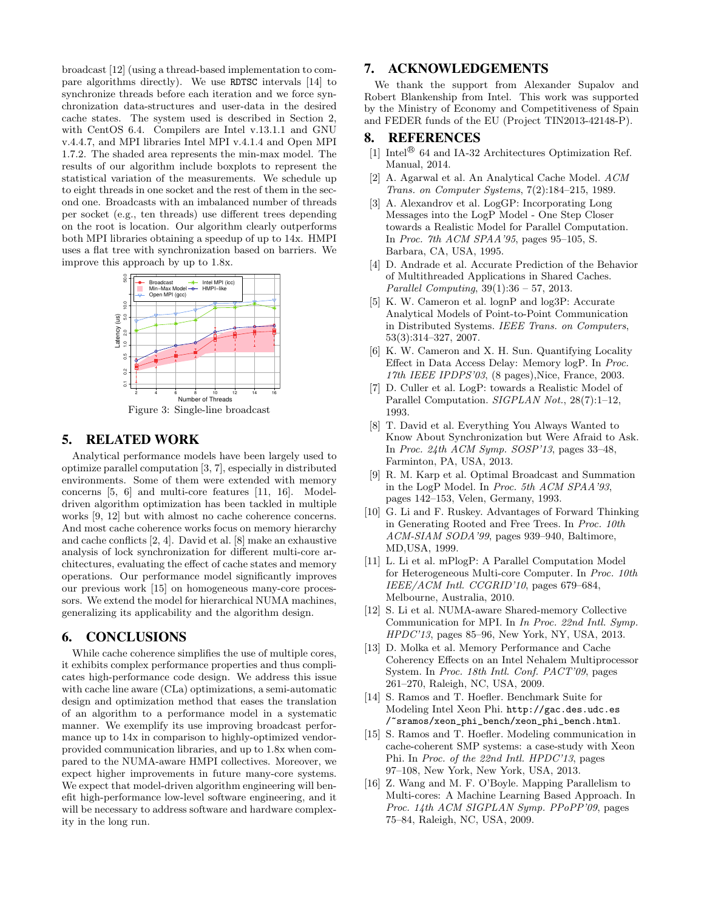broadcast [12] (using a thread-based implementation to compare algorithms directly). We use RDTSC intervals [14] to synchronize threads before each iteration and we force synchronization data-structures and user-data in the desired cache states. The system used is described in Section 2, with CentOS 6.4. Compilers are Intel v.13.1.1 and GNU v.4.4.7, and MPI libraries Intel MPI v.4.1.4 and Open MPI 1.7.2. The shaded area represents the min-max model. The results of our algorithm include boxplots to represent the statistical variation of the measurements. We schedule up to eight threads in one socket and the rest of them in the second one. Broadcasts with an imbalanced number of threads per socket (e.g., ten threads) use different trees depending on the root is location. Our algorithm clearly outperforms both MPI libraries obtaining a speedup of up to 14x. HMPI uses a flat tree with synchronization based on barriers. We improve this approach by up to 1.8x.

Broadcast
Min–Max Model
Open MPI (gcc)
Intel MPI (icc)
HMPI–like

Latency (us)
0.1
0.2
0.5
1.0
2.0
5.0
10.0
50.0

Number of Threads
2
4
6
8
10
12
14
16

Figure 3: Single-line broadcast

## 5. RELATED WORK

Analytical performance models have been largely used to optimize parallel computation [3, 7], especially in distributed environments. Some of them were extended with memory concerns [5, 6] and multi-core features [11, 16]. Model-driven algorithm optimization has been tackled in multiple works [9, 12] but with almost no cache coherence concerns. And most cache coherence works focus on memory hierarchy and cache conflicts [2, 4]. David et al. [8] make an exhaustive analysis of lock synchronization for different multi-core architectures, evaluating the effect of cache states and memory operations. Our performance model significantly improves our previous work [15] on homogeneous many-core processors. We extend the model for hierarchical NUMA machines, generalizing its applicability and the algorithm design.

## 6. CONCLUSIONS

While cache coherence simplifies the use of multiple cores, it exhibits complex performance properties and thus complicates high-performance code design. We address this issue with cache line aware (CLa) optimizations, a semi-automatic design and optimization method that eases the translation of an algorithm to a performance model in a systematic manner. We exemplify its use improving broadcast performance up to 14x in comparison to highly-optimized vendor-provided communication libraries, and up to 1.8x when compared to the NUMA-aware HMPI collectives. Moreover, we expect higher improvements in future many-core systems. We expect that model-driven algorithm engineering will benefit high-performance low-level software engineering, and it will be necessary to address software and hardware complexity in the long run.

## 7. ACKNOWLEDGEMENTS

We thank the support from Alexander Supalov and Robert Blankenship from Intel. This work was supported by the Ministry of Economy and Competitiveness of Spain and FEDER funds of the EU (Project TIN2013-42148-P).

## 8. REFERENCES

[1] Intel® 64 and IA-32 Architectures Optimization Ref. Manual, 2014.

[2] A. Agarwal et al. An Analytical Cache Model. *ACM Trans. on Computer Systems*, 7(2):184–215, 1989.

[3] A. Alexandrov et al. LogGP: Incorporating Long Messages into the LogP Model - One Step Closer towards a Realistic Model for Parallel Computation. In *Proc. 7th ACM SPAA'95*, pages 95–105, S. Barbara, CA, USA, 1995.

[4] D. Andrade et al. Accurate Prediction of the Behavior of Multithreaded Applications in Shared Caches. *Parallel Computing*, 39(1):36 – 57, 2013.

[5] K. W. Cameron et al. lognP and log3P: Accurate Analytical Models of Point-to-Point Communication in Distributed Systems. *IEEE Trans. on Computers*, 53(3):314–327, 2007.

[6] K. W. Cameron and X. H. Sun. Quantifying Locality Effect in Data Access Delay: Memory logP. In *Proc. 17th IEEE IPDPS'03*, (8 pages),Nice, France, 2003.

[7] D. Culler et al. LogP: towards a Realistic Model of Parallel Computation. *SIGPLAN Not.*, 28(7):1–12, 1993.

[8] T. David et al. Everything You Always Wanted to Know About Synchronization but Were Afraid to Ask. In *Proc. 24th ACM Symp. SOSP'13*, pages 33–48, Farminton, PA, USA, 2013.

[9] R. M. Karp et al. Optimal Broadcast and Summation in the LogP Model. In *Proc. 5th ACM SPAA'93*, pages 142–153, Velen, Germany, 1993.

[10] G. Li and F. Ruskey. Advantages of Forward Thinking in Generating Rooted and Free Trees. In *Proc. 10th ACM-SIAM SODA'99*, pages 939–940, Baltimore, MD,USA, 1999.

[11] L. Li et al. mPlogP: A Parallel Computation Model for Heterogeneous Multi-core Computer. In *Proc. 10th IEEE/ACM Intl. CCGRID'10*, pages 679–684, Melbourne, Australia, 2010.

[12] S. Li et al. NUMA-aware Shared-memory Collective Communication for MPI. In *In Proc. 22nd Intl. Symp. HPDC'13*, pages 85–96, New York, NY, USA, 2013.

[13] D. Molka et al. Memory Performance and Cache Coherency Effects on an Intel Nehalem Multiprocessor System. In *Proc. 18th Intl. Conf. PACT'09*, pages 261–270, Raleigh, NC, USA, 2009.

[14] S. Ramos and T. Hoefler. Benchmark Suite for Modeling Intel Xeon Phi. `http://gac.des.udc.es/~sramos/xeon_phi_bench/xeon_phi_bench.html`.

[15] S. Ramos and T. Hoefler. Modeling communication in cache-coherent SMP systems: a case-study with Xeon Phi. In *Proc. of the 22nd Intl. HPDC'13*, pages 97–108, New York, New York, USA, 2013.

[16] Z. Wang and M. F. O'Boyle. Mapping Parallelism to Multi-cores: A Machine Learning Based Approach. In *Proc. 14th ACM SIGPLAN Symp. PPoPP'09*, pages 75–84, Raleigh, NC, USA, 2009.